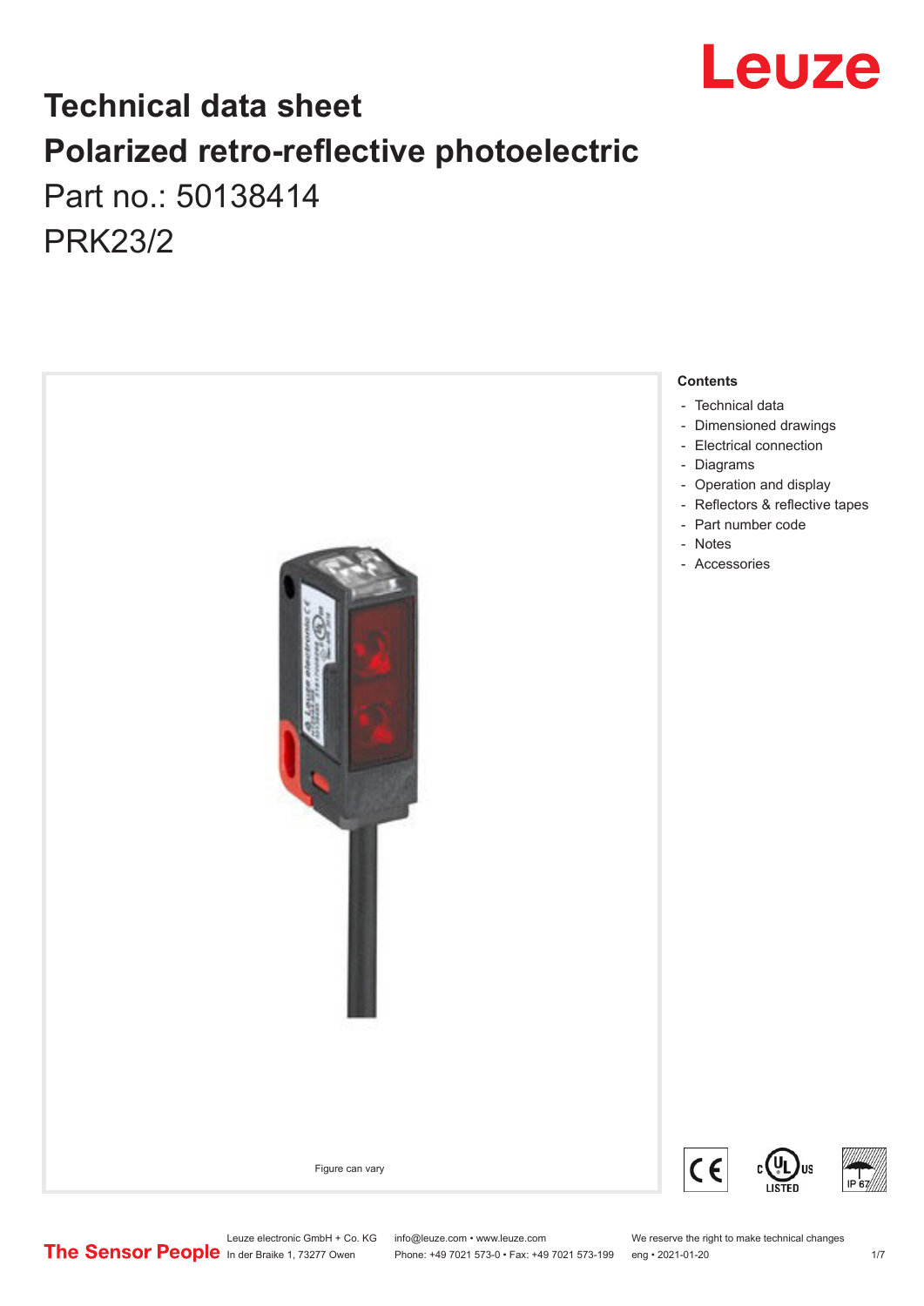# Technical data sheet
# Polarized retro-reflective photoelectric

Part no.: 50138414

PRK23/2

Figure can vary

**Contents**

- Technical data
- Dimensioned drawings
- Electrical connection
- Diagrams
- Operation and display
- Reflectors & reflective tapes
- Part number code
- Notes
- Accessories

Leuze electronic GmbH + Co. KG
In der Braike 1, 73277 Owen

info@leuze.com • www.leuze.com
Phone: +49 7021 573-0 • Fax: +49 7021 573-199

We reserve the right to make technical changes
eng • 2021-01-20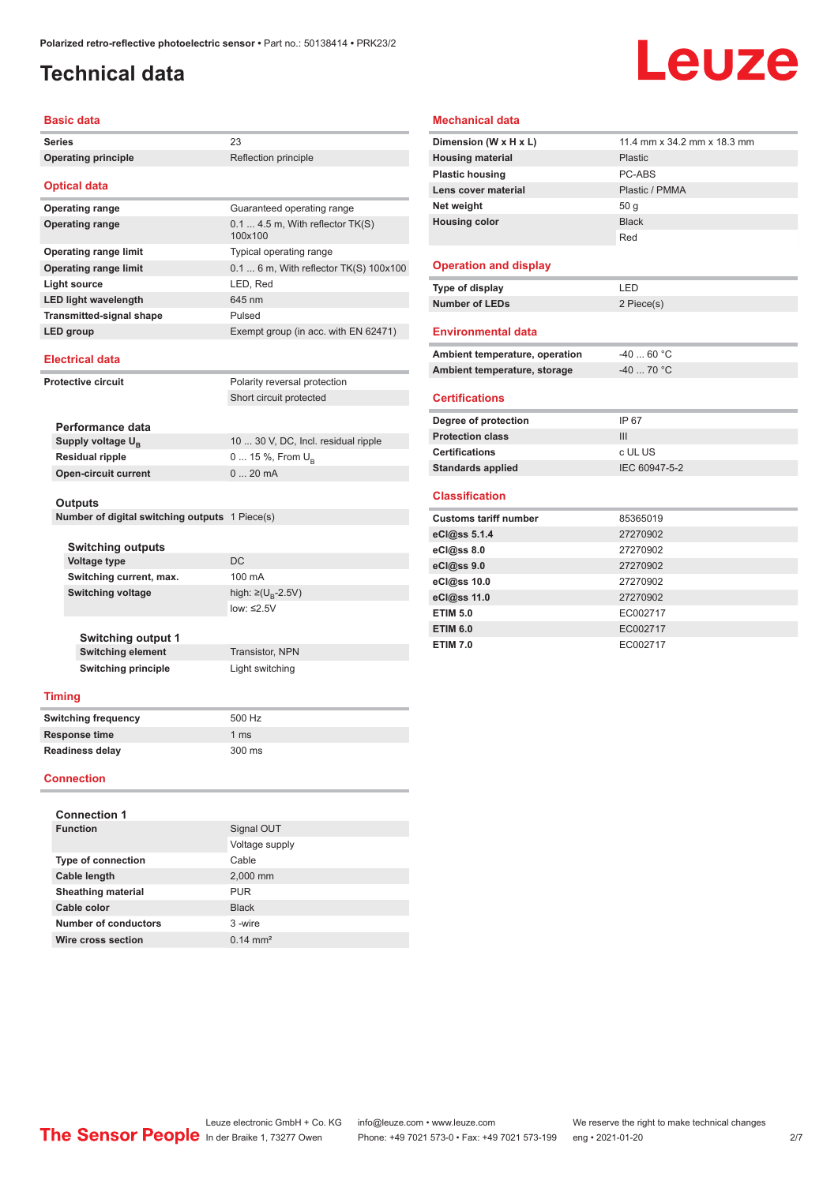# Technical data

## Basic data

| | |
|---|---|
| **Series** | 23 |
| **Operating principle** | Reflection principle |

## Optical data

| | |
|---|---|
| **Operating range** | Guaranteed operating range |
| **Operating range** | 0.1 ... 4.5 m, With reflector TK(S) 100x100 |
| **Operating range limit** | Typical operating range |
| **Operating range limit** | 0.1 ... 6 m, With reflector TK(S) 100x100 |
| **Light source** | LED, Red |
| **LED light wavelength** | 645 nm |
| **Transmitted-signal shape** | Pulsed |
| **LED group** | Exempt group (in acc. with EN 62471) |

## Electrical data

| | |
|---|---|
| **Protective circuit** | Polarity reversal protection |
| | Short circuit protected |

### Performance data

| | |
|---|---|
| **Supply voltage $U_B$** | 10 ... 30 V, DC, Incl. residual ripple |
| **Residual ripple** | 0 ... 15 %, From $U_B$ |
| **Open-circuit current** | 0 ... 20 mA |

### Outputs

| | |
|---|---|
| **Number of digital switching outputs** | 1 Piece(s) |

#### Switching outputs

| | |
|---|---|
| **Voltage type** | DC |
| **Switching current, max.** | 100 mA |
| **Switching voltage** | high: ≥($U_B$-2.5V) |
| | low: ≤2.5V |

#### Switching output 1

| | |
|---|---|
| **Switching element** | Transistor, NPN |
| **Switching principle** | Light switching |

## Timing

| | |
|---|---|
| **Switching frequency** | 500 Hz |
| **Response time** | 1 ms |
| **Readiness delay** | 300 ms |

## Connection

### Connection 1

| | |
|---|---|
| **Function** | Signal OUT |
| | Voltage supply |
| **Type of connection** | Cable |
| **Cable length** | 2,000 mm |
| **Sheathing material** | PUR |
| **Cable color** | Black |
| **Number of conductors** | 3 -wire |
| **Wire cross section** | 0.14 mm² |

## Mechanical data

| | |
|---|---|
| **Dimension (W x H x L)** | 11.4 mm x 34.2 mm x 18.3 mm |
| **Housing material** | Plastic |
| **Plastic housing** | PC-ABS |
| **Lens cover material** | Plastic / PMMA |
| **Net weight** | 50 g |
| **Housing color** | Black |
| | Red |

## Operation and display

| | |
|---|---|
| **Type of display** | LED |
| **Number of LEDs** | 2 Piece(s) |

## Environmental data

| | |
|---|---|
| **Ambient temperature, operation** | -40 ... 60 °C |
| **Ambient temperature, storage** | -40 ... 70 °C |

## Certifications

| | |
|---|---|
| **Degree of protection** | IP 67 |
| **Protection class** | III |
| **Certifications** | c UL US |
| **Standards applied** | IEC 60947-5-2 |

## Classification

| | |
|---|---|
| **Customs tariff number** | 85365019 |
| **eCl@ss 5.1.4** | 27270902 |
| **eCl@ss 8.0** | 27270902 |
| **eCl@ss 9.0** | 27270902 |
| **eCl@ss 10.0** | 27270902 |
| **eCl@ss 11.0** | 27270902 |
| **ETIM 5.0** | EC002717 |
| **ETIM 6.0** | EC002717 |
| **ETIM 7.0** | EC002717 |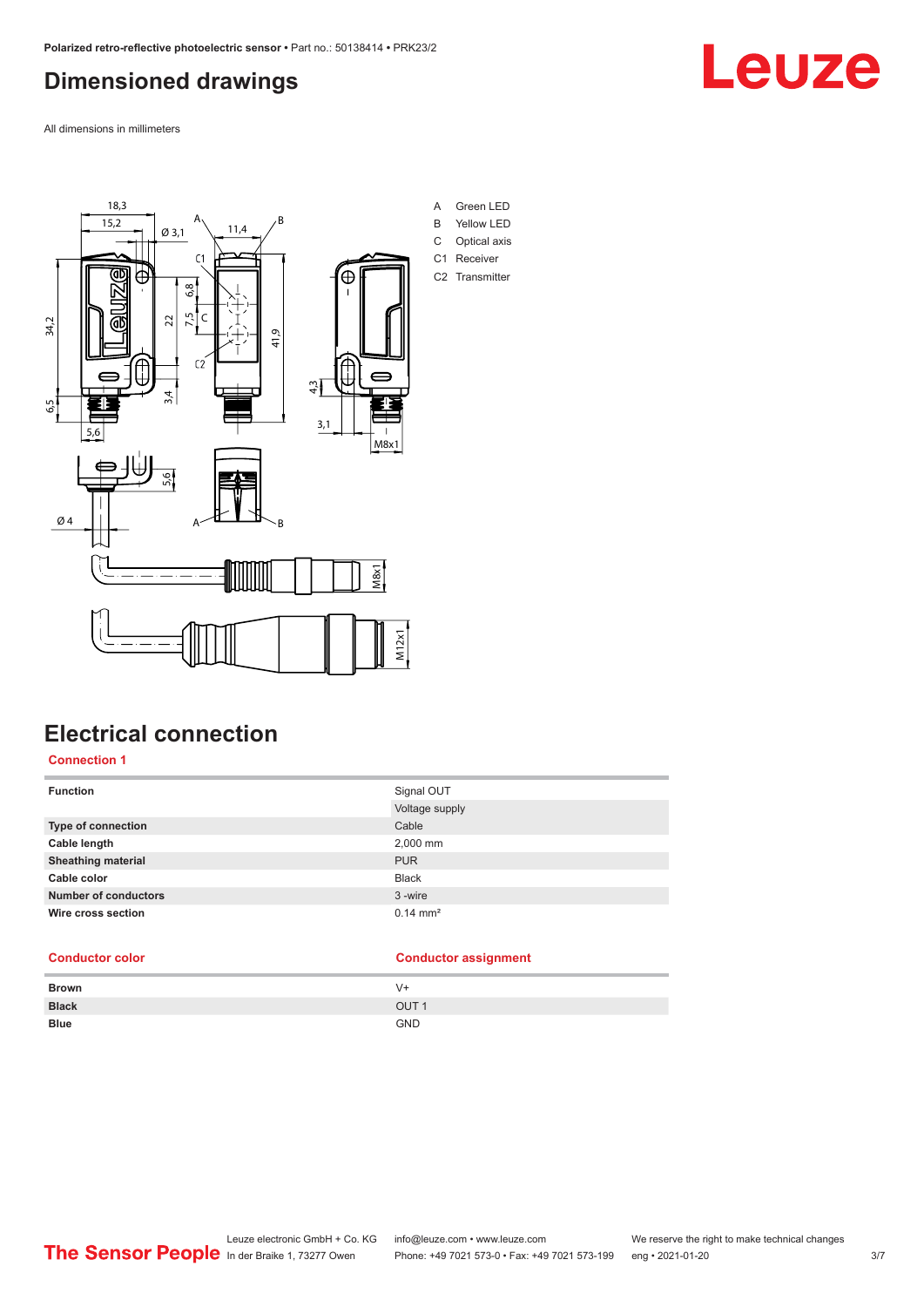# Dimensioned drawings

All dimensions in millimeters

A Green LED
B Yellow LED
C Optical axis
C1 Receiver
C2 Transmitter

# Electrical connection

## Connection 1

| Function | Signal OUT |
|---|---|
| | Voltage supply |
| **Type of connection** | Cable |
| **Cable length** | 2,000 mm |
| **Sheathing material** | PUR |
| **Cable color** | Black |
| **Number of conductors** | 3 -wire |
| **Wire cross section** | 0.14 mm² |

| Conductor color | Conductor assignment |
|---|---|
| **Brown** | V+ |
| **Black** | OUT 1 |
| **Blue** | GND |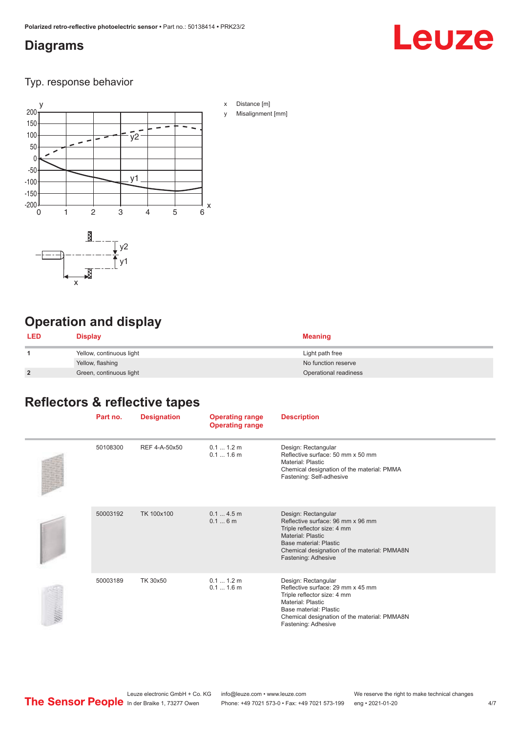## Diagrams

### Typ. response behavior

x Distance [m]

y Misalignment [mm]

## Operation and display

| LED | Display | Meaning |
|---|---|---|
| 1 | Yellow, continuous light | Light path free |
| | Yellow, flashing | No function reserve |
| 2 | Green, continuous light | Operational readiness |

## Reflectors & reflective tapes

| | Part no. | Designation | Operating range Operating range | Description |
|---|---|---|---|---|
| | 50108300 | REF 4-A-50x50 | 0.1 ... 1.2 m<br>0.1 ... 1.6 m | Design: Rectangular<br>Reflective surface: 50 mm x 50 mm<br>Material: Plastic<br>Chemical designation of the material: PMMA<br>Fastening: Self-adhesive |
| | 50003192 | TK 100x100 | 0.1 ... 4.5 m<br>0.1 ... 6 m | Design: Rectangular<br>Reflective surface: 96 mm x 96 mm<br>Triple reflector size: 4 mm<br>Material: Plastic<br>Base material: Plastic<br>Chemical designation of the material: PMMA8N<br>Fastening: Adhesive |
| | 50003189 | TK 30x50 | 0.1 ... 1.2 m<br>0.1 ... 1.6 m | Design: Rectangular<br>Reflective surface: 29 mm x 45 mm<br>Triple reflector size: 4 mm<br>Material: Plastic<br>Base material: Plastic<br>Chemical designation of the material: PMMA8N<br>Fastening: Adhesive |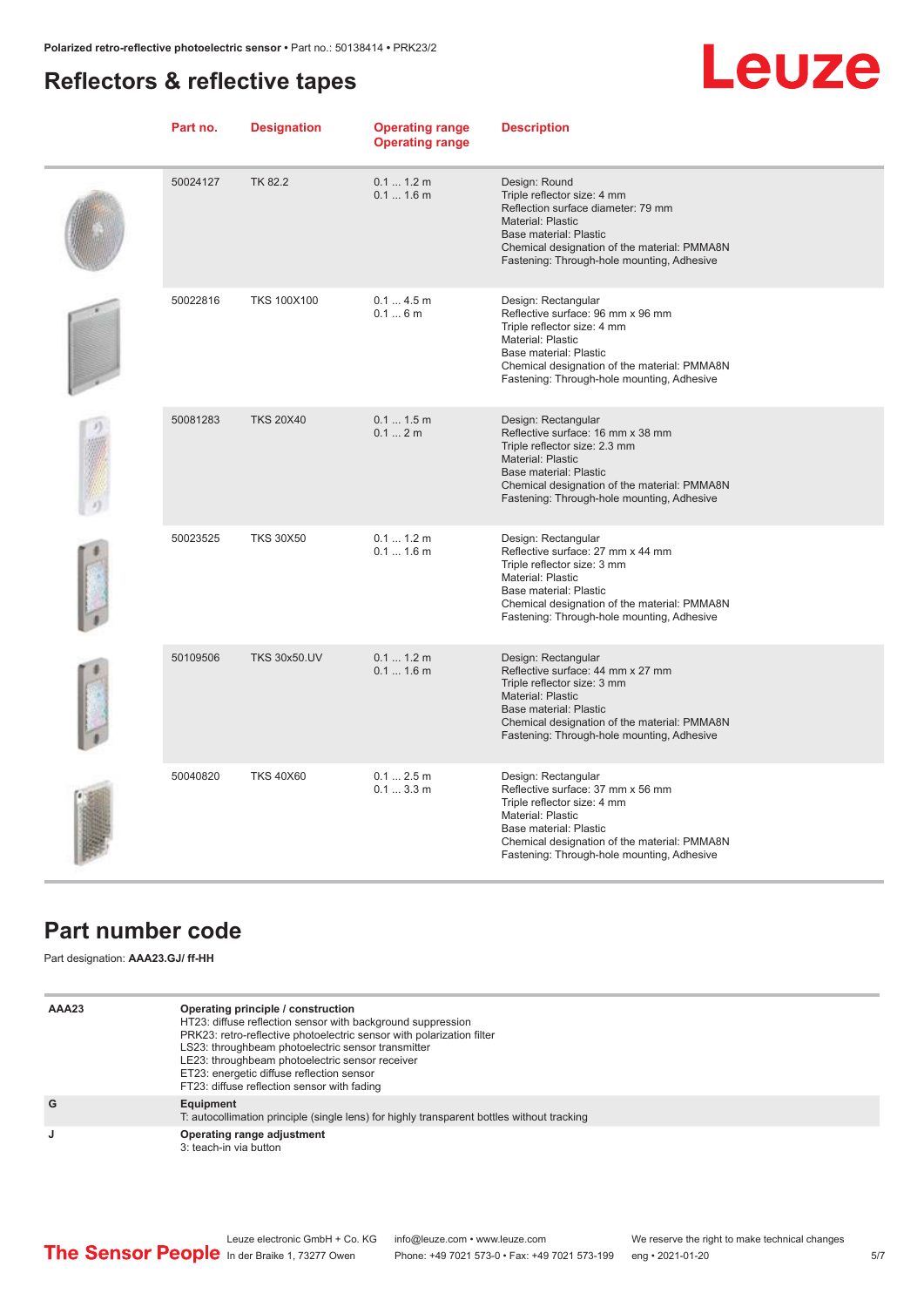## Reflectors & reflective tapes

| Part no. | Designation | Operating range<br>Operating range | Description |
|---|---|---|---|
| 50024127 | TK 82.2 | 0.1 ... 1.2 m<br>0.1 ... 1.6 m | Design: Round<br>Triple reflector size: 4 mm<br>Reflection surface diameter: 79 mm<br>Material: Plastic<br>Base material: Plastic<br>Chemical designation of the material: PMMA8N<br>Fastening: Through-hole mounting, Adhesive |
| 50022816 | TKS 100X100 | 0.1 ... 4.5 m<br>0.1 ... 6 m | Design: Rectangular<br>Reflective surface: 96 mm x 96 mm<br>Triple reflector size: 4 mm<br>Material: Plastic<br>Base material: Plastic<br>Chemical designation of the material: PMMA8N<br>Fastening: Through-hole mounting, Adhesive |
| 50081283 | TKS 20X40 | 0.1 ... 1.5 m<br>0.1 ... 2 m | Design: Rectangular<br>Reflective surface: 16 mm x 38 mm<br>Triple reflector size: 2.3 mm<br>Material: Plastic<br>Base material: Plastic<br>Chemical designation of the material: PMMA8N<br>Fastening: Through-hole mounting, Adhesive |
| 50023525 | TKS 30X50 | 0.1 ... 1.2 m<br>0.1 ... 1.6 m | Design: Rectangular<br>Reflective surface: 27 mm x 44 mm<br>Triple reflector size: 3 mm<br>Material: Plastic<br>Base material: Plastic<br>Chemical designation of the material: PMMA8N<br>Fastening: Through-hole mounting, Adhesive |
| 50109506 | TKS 30x50.UV | 0.1 ... 1.2 m<br>0.1 ... 1.6 m | Design: Rectangular<br>Reflective surface: 44 mm x 27 mm<br>Triple reflector size: 3 mm<br>Material: Plastic<br>Base material: Plastic<br>Chemical designation of the material: PMMA8N<br>Fastening: Through-hole mounting, Adhesive |
| 50040820 | TKS 40X60 | 0.1 ... 2.5 m<br>0.1 ... 3.3 m | Design: Rectangular<br>Reflective surface: 37 mm x 56 mm<br>Triple reflector size: 4 mm<br>Material: Plastic<br>Base material: Plastic<br>Chemical designation of the material: PMMA8N<br>Fastening: Through-hole mounting, Adhesive |

## Part number code

Part designation: **AAA23.GJ/ ff-HH**

| | |
|---|---|
| **AAA23** | **Operating principle / construction**<br>HT23: diffuse reflection sensor with background suppression<br>PRK23: retro-reflective photoelectric sensor with polarization filter<br>LS23: throughbeam photoelectric sensor transmitter<br>LE23: throughbeam photoelectric sensor receiver<br>ET23: energetic diffuse reflection sensor<br>FT23: diffuse reflection sensor with fading |
| **G** | **Equipment**<br>T: autocollimation principle (single lens) for highly transparent bottles without tracking |
| **J** | **Operating range adjustment**<br>3: teach-in via button |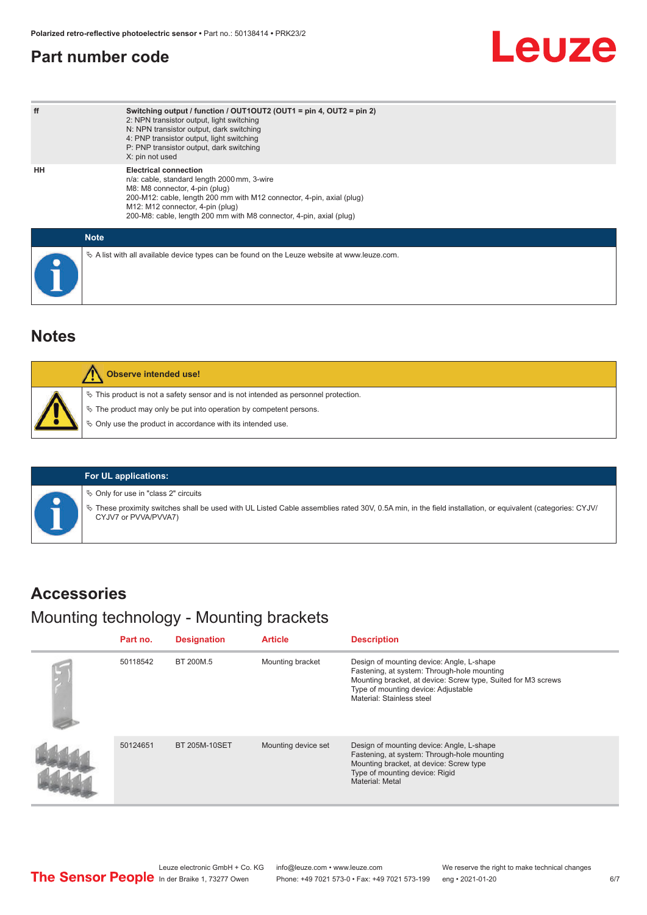## Part number code

| | |
|---|---|
| ff | **Switching output / function / OUT1OUT2 (OUT1 = pin 4, OUT2 = pin 2)**<br>2: NPN transistor output, light switching<br>N: NPN transistor output, dark switching<br>4: PNP transistor output, light switching<br>P: PNP transistor output, dark switching<br>X: pin not used |
| HH | **Electrical connection**<br>n/a: cable, standard length 2000 mm, 3-wire<br>M8: M8 connector, 4-pin (plug)<br>200-M12: cable, length 200 mm with M12 connector, 4-pin, axial (plug)<br>M12: M12 connector, 4-pin (plug)<br>200-M8: cable, length 200 mm with M8 connector, 4-pin, axial (plug) |

**Note**

- A list with all available device types can be found on the Leuze website at www.leuze.com.

## Notes

**Observe intended use!**

- This product is not a safety sensor and is not intended as personnel protection.
- The product may only be put into operation by competent persons.
- Only use the product in accordance with its intended use.

**For UL applications:**

- Only for use in "class 2" circuits
- These proximity switches shall be used with UL Listed Cable assemblies rated 30V, 0.5A min, in the field installation, or equivalent (categories: CYJV/CYJV7 or PVVA/PVVA7)

## Accessories

### Mounting technology - Mounting brackets

| Part no. | Designation | Article | Description |
|---|---|---|---|
| 50118542 | BT 200M.5 | Mounting bracket | Design of mounting device: Angle, L-shape<br>Fastening, at system: Through-hole mounting<br>Mounting bracket, at device: Screw type, Suited for M3 screws<br>Type of mounting device: Adjustable<br>Material: Stainless steel |
| 50124651 | BT 205M-10SET | Mounting device set | Design of mounting device: Angle, L-shape<br>Fastening, at system: Through-hole mounting<br>Mounting bracket, at device: Screw type<br>Type of mounting device: Rigid<br>Material: Metal |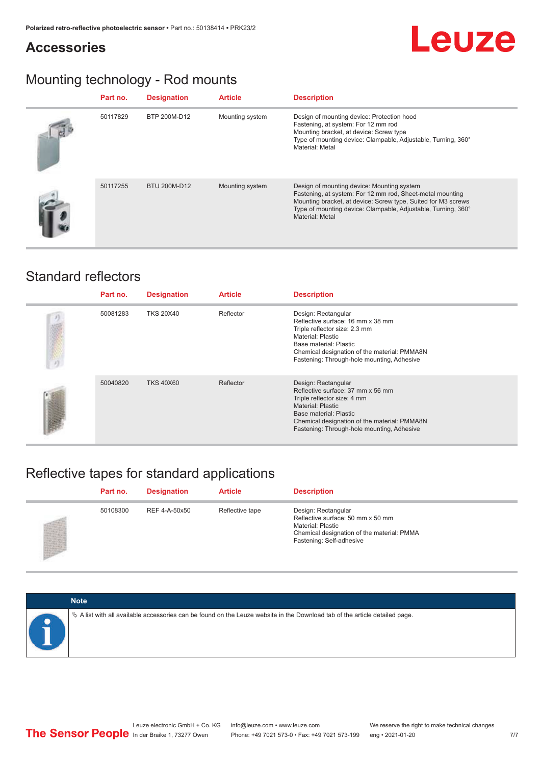## Accessories

### Mounting technology - Rod mounts

| | Part no. | Designation | Article | Description |
|---|---|---|---|---|
| | 50117829 | BTP 200M-D12 | Mounting system | Design of mounting device: Protection hood<br>Fastening, at system: For 12 mm rod<br>Mounting bracket, at device: Screw type<br>Type of mounting device: Clampable, Adjustable, Turning, 360°<br>Material: Metal |
| | 50117255 | BTU 200M-D12 | Mounting system | Design of mounting device: Mounting system<br>Fastening, at system: For 12 mm rod, Sheet-metal mounting<br>Mounting bracket, at device: Screw type, Suited for M3 screws<br>Type of mounting device: Clampable, Adjustable, Turning, 360°<br>Material: Metal |

### Standard reflectors

| | Part no. | Designation | Article | Description |
|---|---|---|---|---|
| | 50081283 | TKS 20X40 | Reflector | Design: Rectangular<br>Reflective surface: 16 mm x 38 mm<br>Triple reflector size: 2.3 mm<br>Material: Plastic<br>Base material: Plastic<br>Chemical designation of the material: PMMA8N<br>Fastening: Through-hole mounting, Adhesive |
| | 50040820 | TKS 40X60 | Reflector | Design: Rectangular<br>Reflective surface: 37 mm x 56 mm<br>Triple reflector size: 4 mm<br>Material: Plastic<br>Base material: Plastic<br>Chemical designation of the material: PMMA8N<br>Fastening: Through-hole mounting, Adhesive |

### Reflective tapes for standard applications

| | Part no. | Designation | Article | Description |
|---|---|---|---|---|
| | 50108300 | REF 4-A-50x50 | Reflective tape | Design: Rectangular<br>Reflective surface: 50 mm x 50 mm<br>Material: Plastic<br>Chemical designation of the material: PMMA<br>Fastening: Self-adhesive |

**Note**

↳ A list with all available accessories can be found on the Leuze website in the Download tab of the article detailed page.